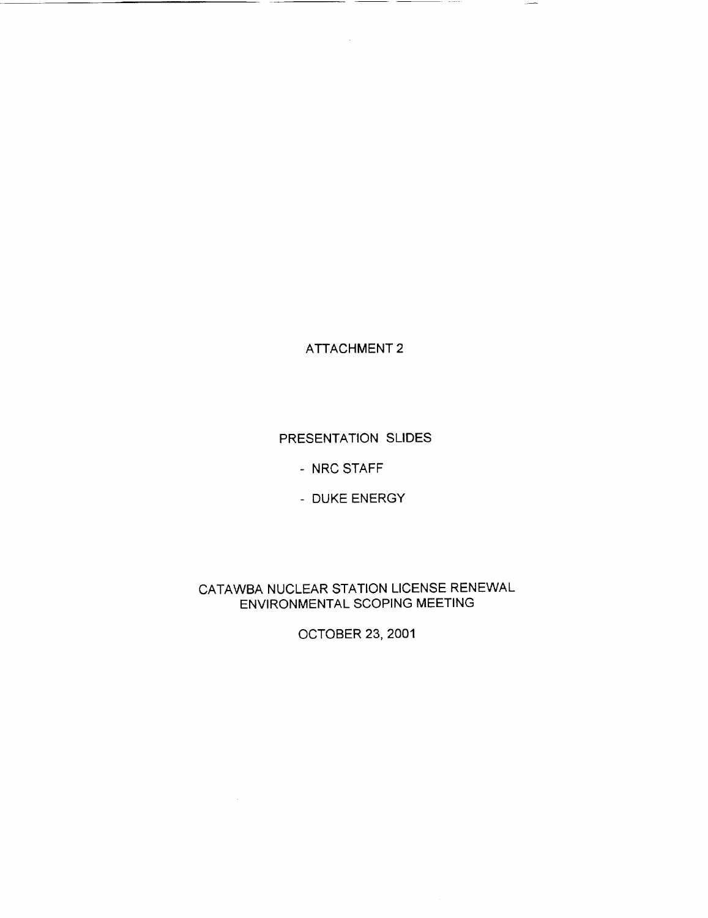# ATTACHMENT 2

## PRESENTATION SLIDES

- NRC STAFF
- DUKE ENERGY

## CATAWBA NUCLEAR STATION LICENSE RENEWAL ENVIRONMENTAL SCOPING MEETING

OCTOBER 23, 2001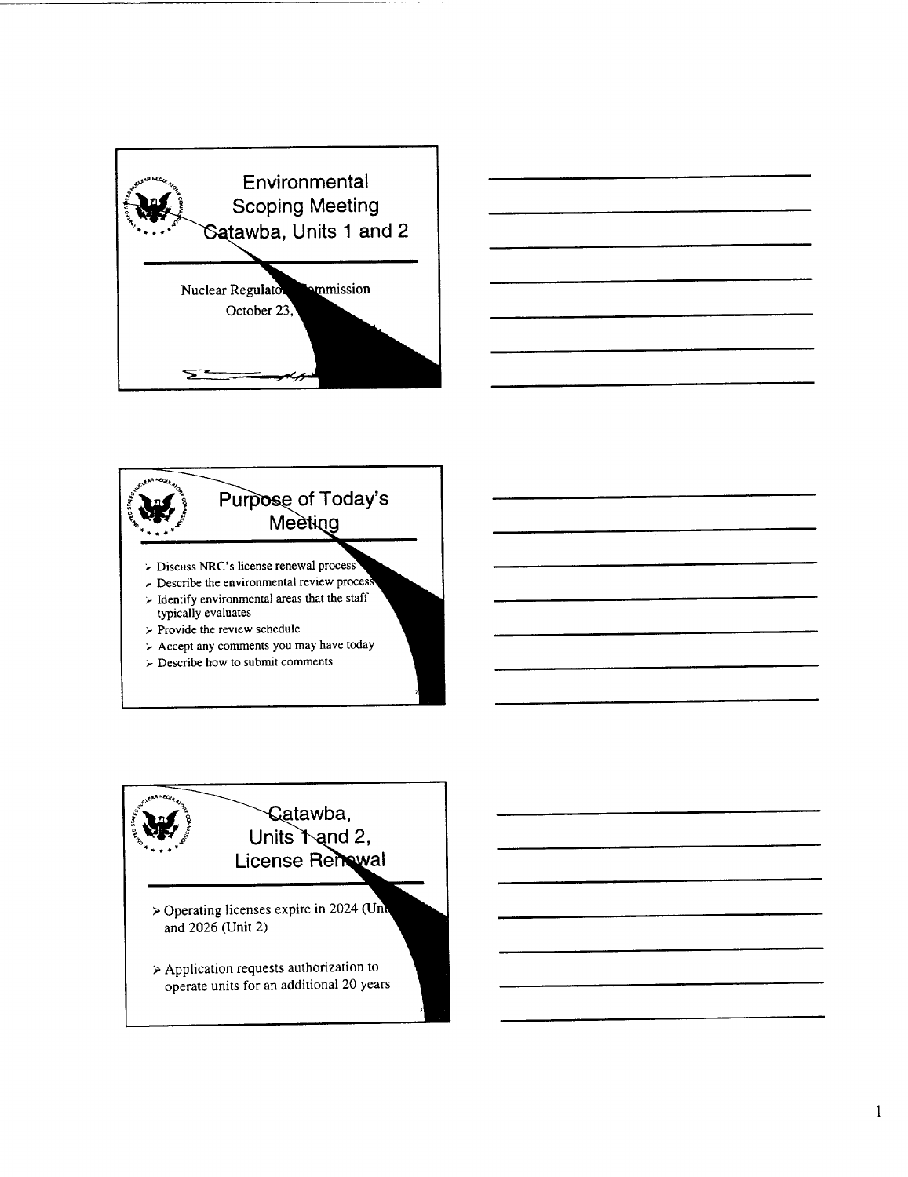# Environmental Scoping Meeting Catawba, Units 1 and 2

Nuclear Regulatory Commission

October 23,

## Purpose of Today's Meeting

- Discuss NRC's license renewal process
- Describe the environmental review process
- Identify environmental areas that the staff typically evaluates
- Provide the review schedule
- Accept any comments you may have today
- Describe how to submit comments

## Catawba, Units 1 and 2, License Renewal

- Operating licenses expire in 2024 (Unit 1) and 2026 (Unit 2)
- Application requests authorization to operate units for an additional 20 years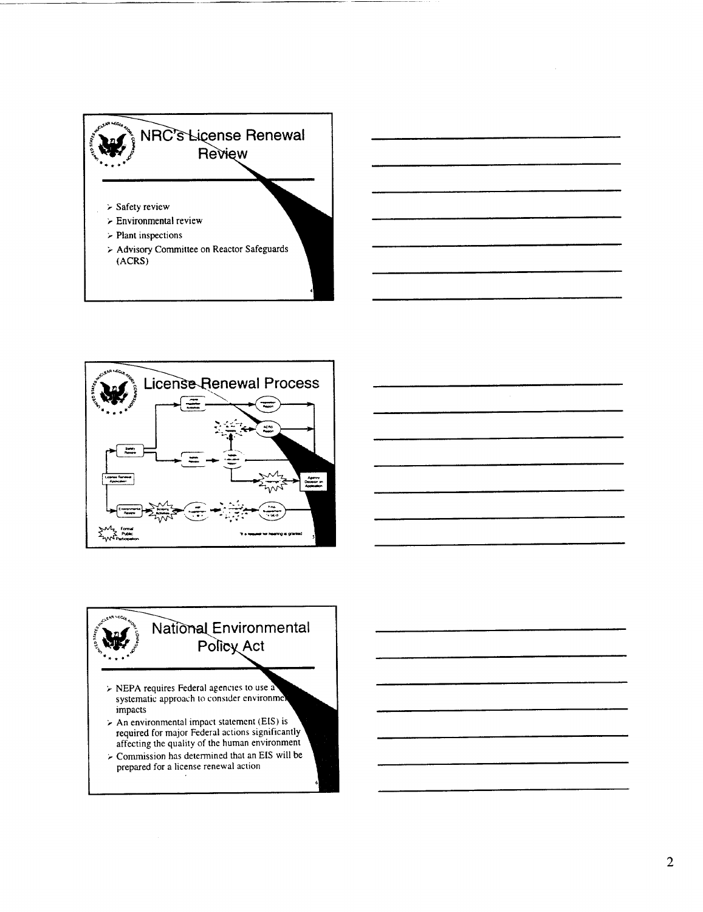## NRC's License Renewal Review

- Safety review
- Environmental review
- Plant inspections
- Advisory Committee on Reactor Safeguards (ACRS)

## License Renewal Process

Formal Public Participation

* If a request for hearing is granted

## National Environmental Policy Act

- NEPA requires Federal agencies to use a systematic approach to consider environmental impacts
- An environmental impact statement (EIS) is required for major Federal actions significantly affecting the quality of the human environment
- Commission has determined that an EIS will be prepared for a license renewal action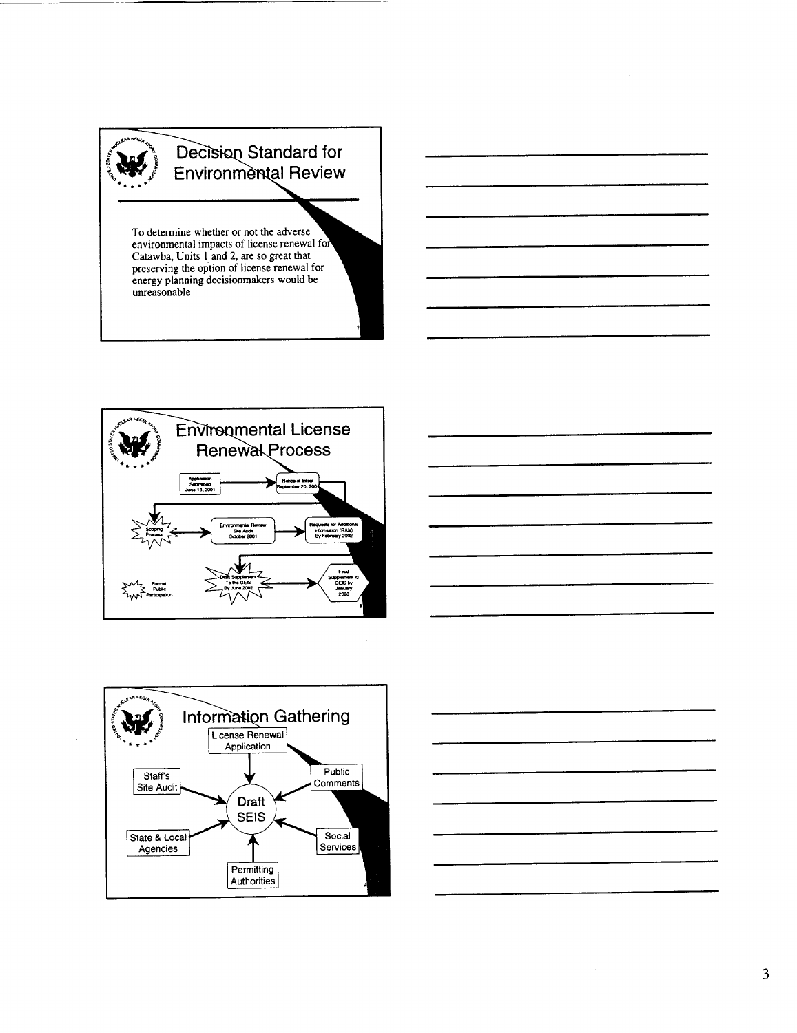## Decision Standard for Environmental Review

To determine whether or not the adverse environmental impacts of license renewal for Catawba, Units 1 and 2, are so great that preserving the option of license renewal for energy planning decisionmakers would be unreasonable.

7

## Environmental License Renewal Process

- Application Submitted June 13, 2001
- Notice of Intent September 20, 2001
- Scoping Process
- Environmental Review Site Audit October 2001
- Requests for Additional Information (RAIs) By February 2002
- Draft Supplement To the GEIS By June 2002
- Final Supplement to GEIS by January 2003
- Formal Public Participation

8

## Information Gathering

- License Renewal Application
- Staff's Site Audit
- Public Comments
- State & Local Agencies
- Social Services
- Permitting Authorities
- Draft SEIS

9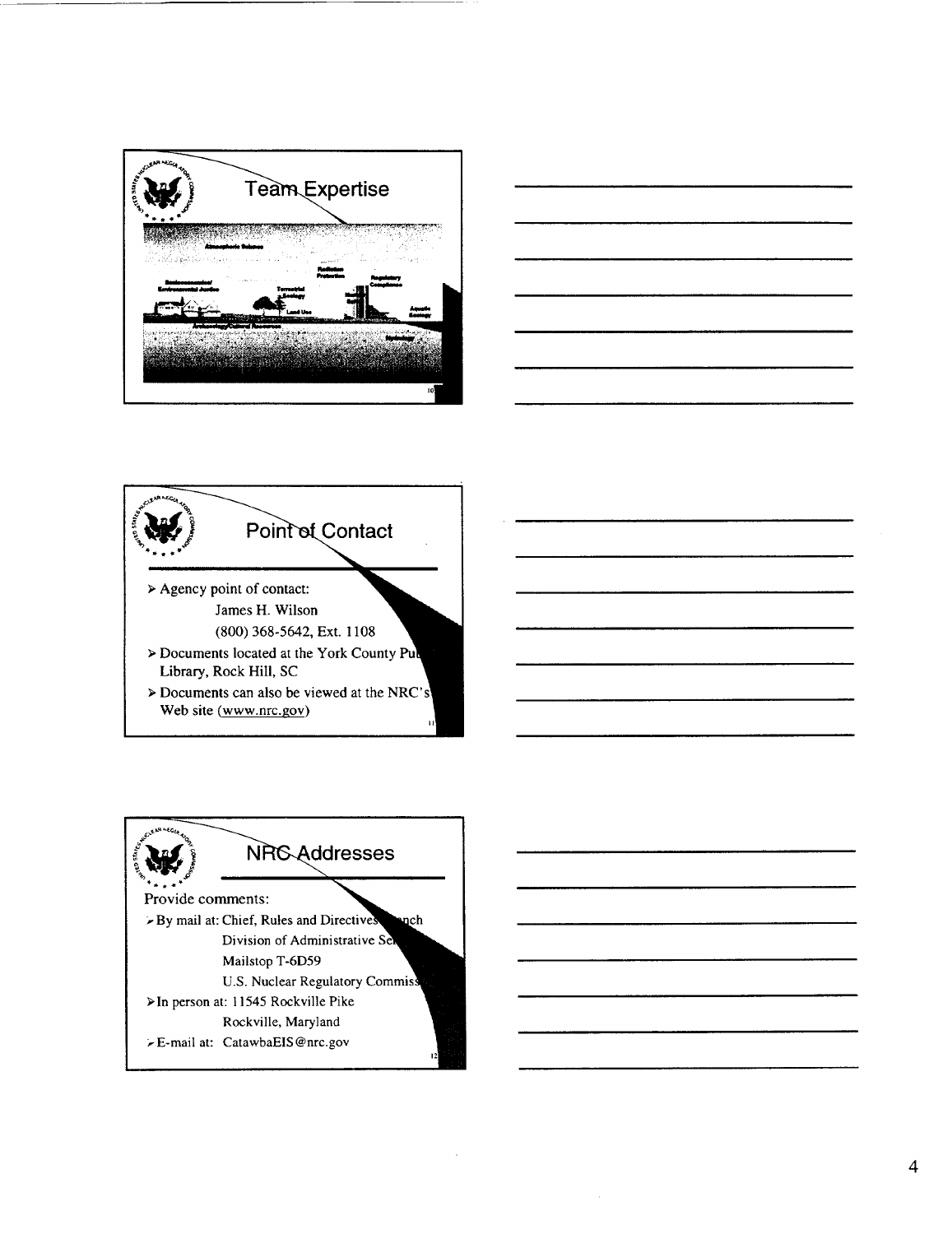## Team Expertise

Atmospheric Science

Socioeconomics/ Environmental Justice

Radiation Protection

Regulatory Compliance

Terrestrial Ecology

Land Use

Aquatic Ecology

Archaeology/Cultural Resources

Hydrology

## Point of Contact

- Agency point of contact:
  - James H. Wilson
  - (800) 368-5642, Ext. 1108
- Documents located at the York County Pu[blic] Library, Rock Hill, SC
- Documents can also be viewed at the NRC's Web site (www.nrc.gov)

## NRC Addresses

Provide comments:

- By mail at: Chief, Rules and Directives [Bra]nch
  - Division of Administrative Se[rvices]
  - Mailstop T-6D59
  - U.S. Nuclear Regulatory Commis[sion]
- In person at: 11545 Rockville Pike
  - Rockville, Maryland
- E-mail at: CatawbaEIS@nrc.gov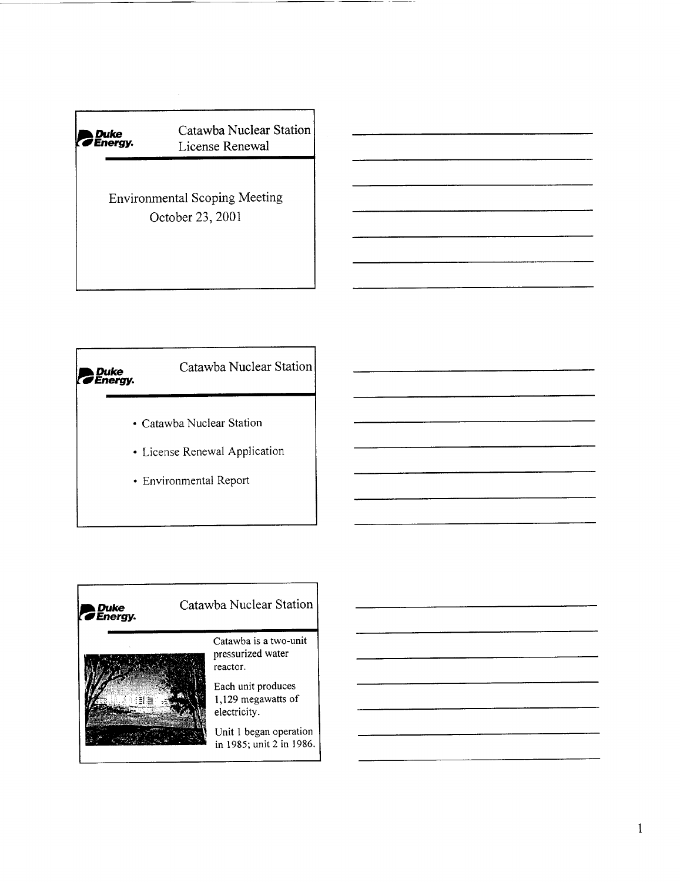## Catawba Nuclear Station License Renewal

Duke Energy

Environmental Scoping Meeting
October 23, 2001

## Catawba Nuclear Station

Duke Energy

- Catawba Nuclear Station
- License Renewal Application
- Environmental Report

## Catawba Nuclear Station

Duke Energy

Catawba is a two-unit pressurized water reactor.

Each unit produces 1,129 megawatts of electricity.

Unit 1 began operation in 1985; unit 2 in 1986.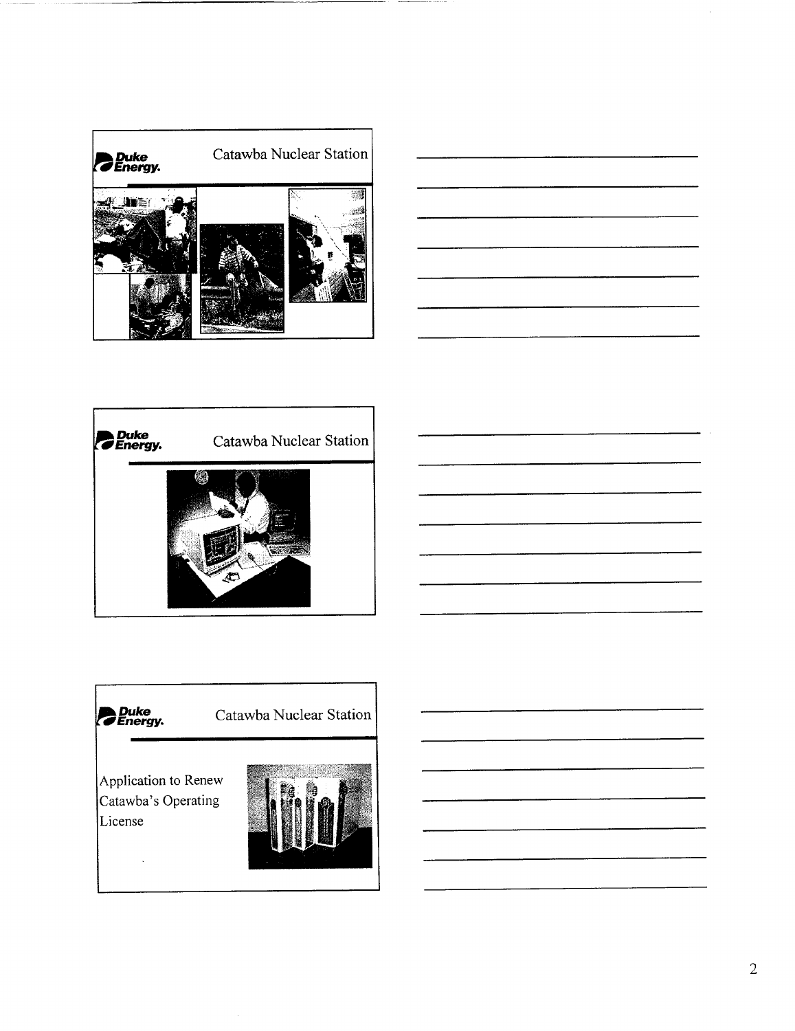Duke Energy. Catawba Nuclear Station

Duke Energy. Catawba Nuclear Station

Duke Energy. Catawba Nuclear Station

Application to Renew Catawba's Operating License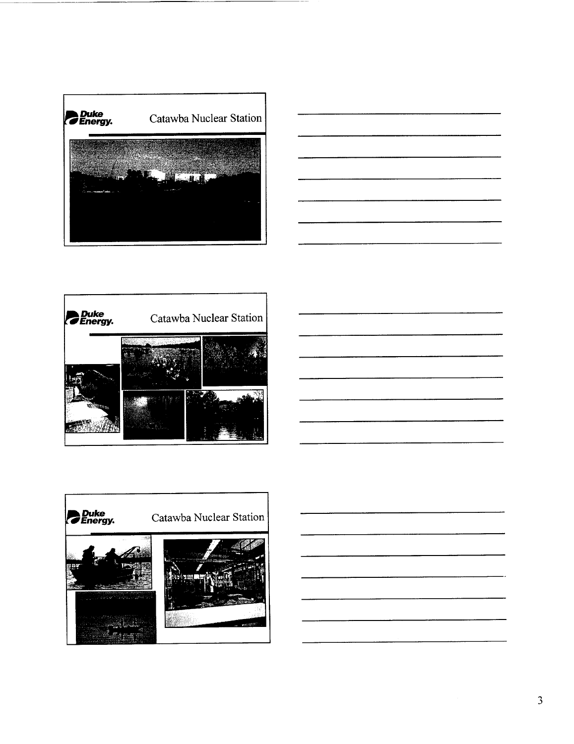Duke Energy. Catawba Nuclear Station

Duke Energy. Catawba Nuclear Station

Duke Energy. Catawba Nuclear Station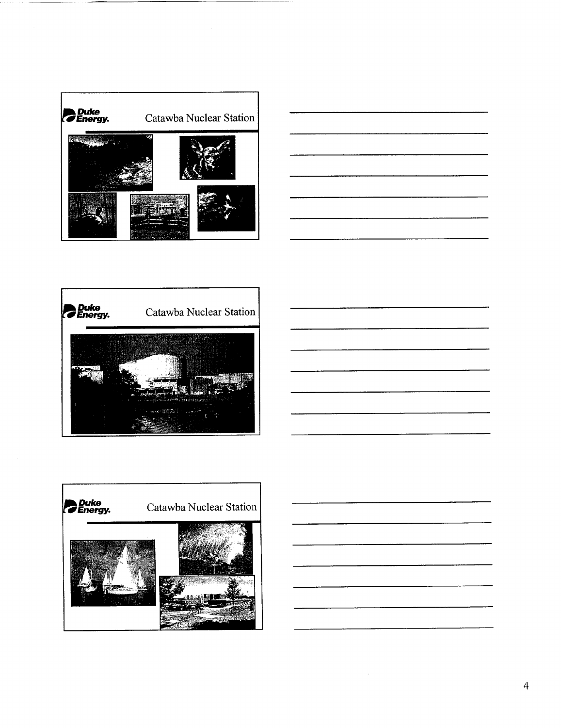Duke Energy.

Catawba Nuclear Station

Duke Energy.

Catawba Nuclear Station

Duke Energy.

Catawba Nuclear Station